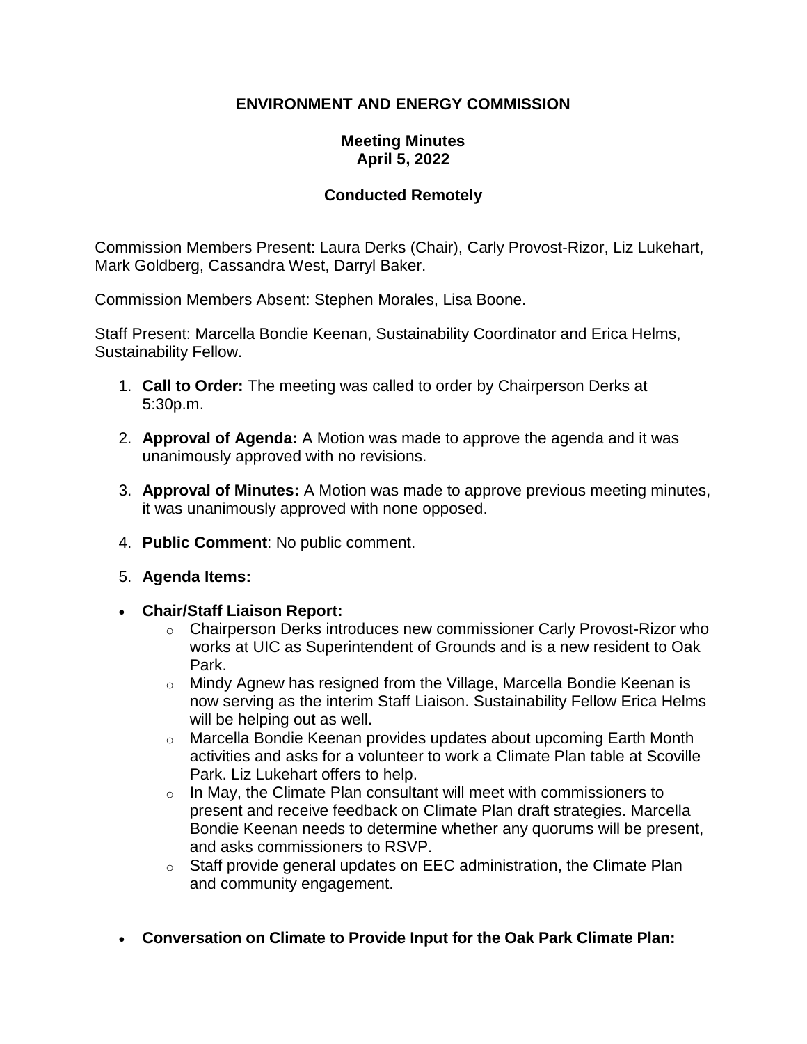# ENVIRONMENT AND ENERGY COMMISSION

## Meeting Minutes
## April 5, 2022

## Conducted Remotely

Commission Members Present: Laura Derks (Chair), Carly Provost-Rizor, Liz Lukehart, Mark Goldberg, Cassandra West, Darryl Baker.

Commission Members Absent: Stephen Morales, Lisa Boone.

Staff Present: Marcella Bondie Keenan, Sustainability Coordinator and Erica Helms, Sustainability Fellow.

1. **Call to Order:** The meeting was called to order by Chairperson Derks at 5:30p.m.
2. **Approval of Agenda:** A Motion was made to approve the agenda and it was unanimously approved with no revisions.
3. **Approval of Minutes:** A Motion was made to approve previous meeting minutes, it was unanimously approved with none opposed.
4. **Public Comment**: No public comment.
5. **Agenda Items:**

- **Chair/Staff Liaison Report:**
    - Chairperson Derks introduces new commissioner Carly Provost-Rizor who works at UIC as Superintendent of Grounds and is a new resident to Oak Park.
    - Mindy Agnew has resigned from the Village, Marcella Bondie Keenan is now serving as the interim Staff Liaison. Sustainability Fellow Erica Helms will be helping out as well.
    - Marcella Bondie Keenan provides updates about upcoming Earth Month activities and asks for a volunteer to work a Climate Plan table at Scoville Park. Liz Lukehart offers to help.
    - In May, the Climate Plan consultant will meet with commissioners to present and receive feedback on Climate Plan draft strategies. Marcella Bondie Keenan needs to determine whether any quorums will be present, and asks commissioners to RSVP.
    - Staff provide general updates on EEC administration, the Climate Plan and community engagement.

- **Conversation on Climate to Provide Input for the Oak Park Climate Plan:**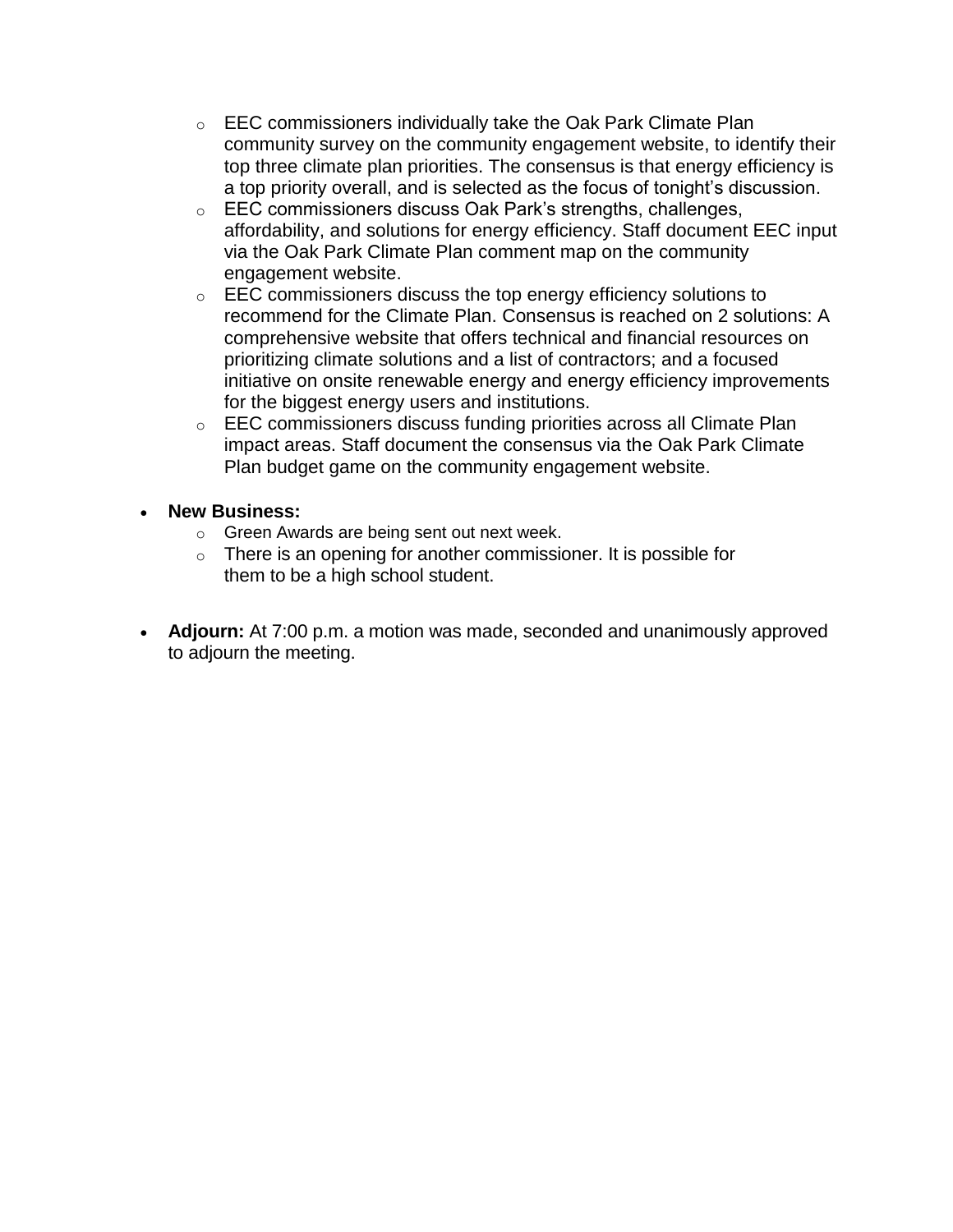- EEC commissioners individually take the Oak Park Climate Plan community survey on the community engagement website, to identify their top three climate plan priorities. The consensus is that energy efficiency is a top priority overall, and is selected as the focus of tonight's discussion.
  - EEC commissioners discuss Oak Park's strengths, challenges, affordability, and solutions for energy efficiency. Staff document EEC input via the Oak Park Climate Plan comment map on the community engagement website.
  - EEC commissioners discuss the top energy efficiency solutions to recommend for the Climate Plan. Consensus is reached on 2 solutions: A comprehensive website that offers technical and financial resources on prioritizing climate solutions and a list of contractors; and a focused initiative on onsite renewable energy and energy efficiency improvements for the biggest energy users and institutions.
  - EEC commissioners discuss funding priorities across all Climate Plan impact areas. Staff document the consensus via the Oak Park Climate Plan budget game on the community engagement website.

- **New Business:**
  - Green Awards are being sent out next week.
  - There is an opening for another commissioner. It is possible for them to be a high school student.

- **Adjourn:** At 7:00 p.m. a motion was made, seconded and unanimously approved to adjourn the meeting.